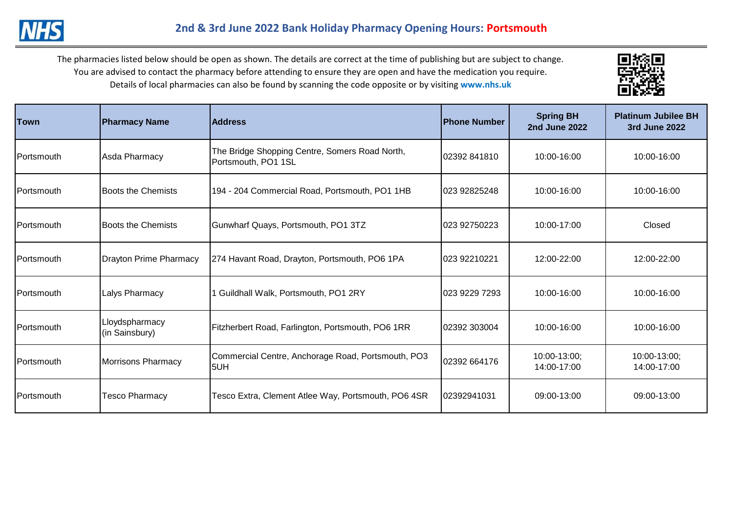## 2nd & 3rd June 2022 Bank Holiday Pharmacy Opening Hours: Portsmouth

The pharmacies listed below should be open as shown. The details are correct at the time of publishing but are subject to change.
You are advised to contact the pharmacy before attending to ensure they are open and have the medication you require.
Details of local pharmacies can also be found by scanning the code opposite or by visiting **www.nhs.uk**

| Town | Pharmacy Name | Address | Phone Number | Spring BH 2nd June 2022 | Platinum Jubilee BH 3rd June 2022 |
|---|---|---|---|---|---|
| Portsmouth | Asda Pharmacy | The Bridge Shopping Centre, Somers Road North, Portsmouth, PO1 1SL | 02392 841810 | 10:00-16:00 | 10:00-16:00 |
| Portsmouth | Boots the Chemists | 194 - 204 Commercial Road, Portsmouth, PO1 1HB | 023 92825248 | 10:00-16:00 | 10:00-16:00 |
| Portsmouth | Boots the Chemists | Gunwharf Quays, Portsmouth, PO1 3TZ | 023 92750223 | 10:00-17:00 | Closed |
| Portsmouth | Drayton Prime Pharmacy | 274 Havant Road, Drayton, Portsmouth, PO6 1PA | 023 92210221 | 12:00-22:00 | 12:00-22:00 |
| Portsmouth | Lalys Pharmacy | 1 Guildhall Walk, Portsmouth, PO1 2RY | 023 9229 7293 | 10:00-16:00 | 10:00-16:00 |
| Portsmouth | Lloydspharmacy (in Sainsbury) | Fitzherbert Road, Farlington, Portsmouth, PO6 1RR | 02392 303004 | 10:00-16:00 | 10:00-16:00 |
| Portsmouth | Morrisons Pharmacy | Commercial Centre, Anchorage Road, Portsmouth, PO3 5UH | 02392 664176 | 10:00-13:00; 14:00-17:00 | 10:00-13:00; 14:00-17:00 |
| Portsmouth | Tesco Pharmacy | Tesco Extra, Clement Atlee Way, Portsmouth, PO6 4SR | 02392941031 | 09:00-13:00 | 09:00-13:00 |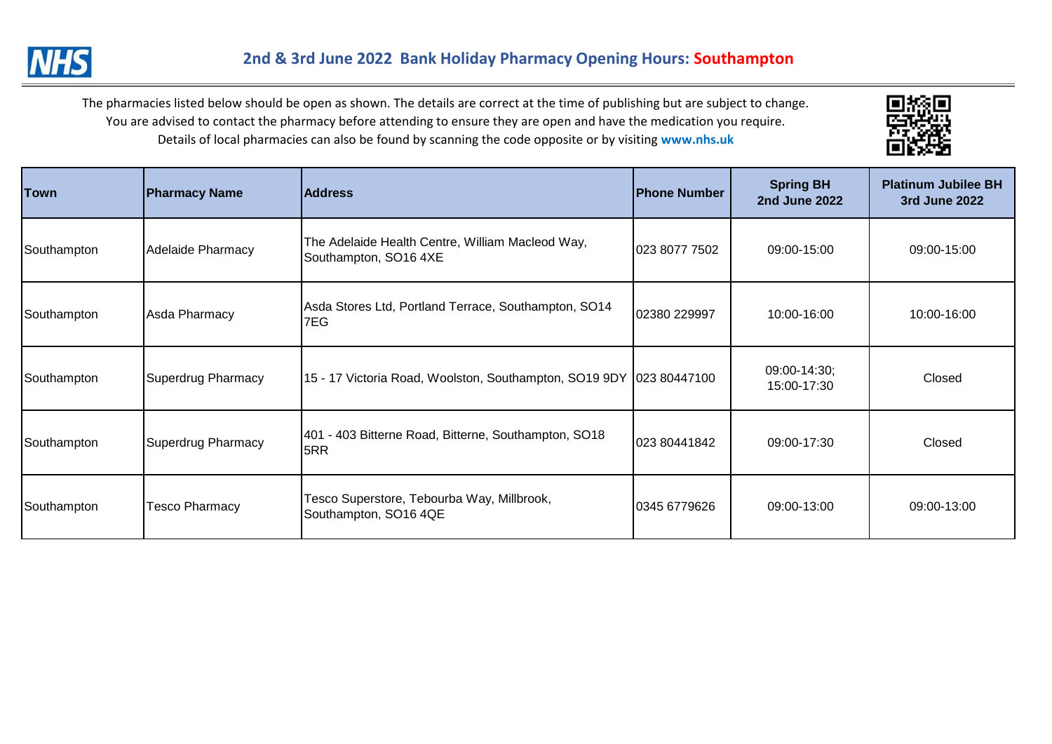## 2nd & 3rd June 2022 Bank Holiday Pharmacy Opening Hours: Southampton

The pharmacies listed below should be open as shown. The details are correct at the time of publishing but are subject to change.
You are advised to contact the pharmacy before attending to ensure they are open and have the medication you require.
Details of local pharmacies can also be found by scanning the code opposite or by visiting **www.nhs.uk**

| Town | Pharmacy Name | Address | Phone Number | Spring BH 2nd June 2022 | Platinum Jubilee BH 3rd June 2022 |
|---|---|---|---|---|---|
| Southampton | Adelaide Pharmacy | The Adelaide Health Centre, William Macleod Way, Southampton, SO16 4XE | 023 8077 7502 | 09:00-15:00 | 09:00-15:00 |
| Southampton | Asda Pharmacy | Asda Stores Ltd, Portland Terrace, Southampton, SO14 7EG | 02380 229997 | 10:00-16:00 | 10:00-16:00 |
| Southampton | Superdrug Pharmacy | 15 - 17 Victoria Road, Woolston, Southampton, SO19 9DY | 023 80447100 | 09:00-14:30; 15:00-17:30 | Closed |
| Southampton | Superdrug Pharmacy | 401 - 403 Bitterne Road, Bitterne, Southampton, SO18 5RR | 023 80441842 | 09:00-17:30 | Closed |
| Southampton | Tesco Pharmacy | Tesco Superstore, Tebourba Way, Millbrook, Southampton, SO16 4QE | 0345 6779626 | 09:00-13:00 | 09:00-13:00 |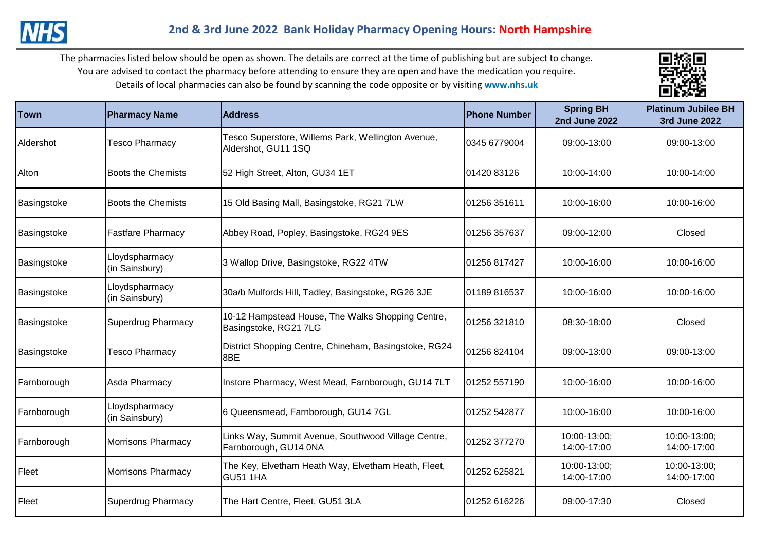## 2nd & 3rd June 2022 Bank Holiday Pharmacy Opening Hours: North Hampshire

The pharmacies listed below should be open as shown. The details are correct at the time of publishing but are subject to change.
You are advised to contact the pharmacy before attending to ensure they are open and have the medication you require.
Details of local pharmacies can also be found by scanning the code opposite or by visiting **www.nhs.uk**

| Town | Pharmacy Name | Address | Phone Number | Spring BH 2nd June 2022 | Platinum Jubilee BH 3rd June 2022 |
|---|---|---|---|---|---|
| Aldershot | Tesco Pharmacy | Tesco Superstore, Willems Park, Wellington Avenue, Aldershot, GU11 1SQ | 0345 6779004 | 09:00-13:00 | 09:00-13:00 |
| Alton | Boots the Chemists | 52 High Street, Alton, GU34 1ET | 01420 83126 | 10:00-14:00 | 10:00-14:00 |
| Basingstoke | Boots the Chemists | 15 Old Basing Mall, Basingstoke, RG21 7LW | 01256 351611 | 10:00-16:00 | 10:00-16:00 |
| Basingstoke | Fastfare Pharmacy | Abbey Road, Popley, Basingstoke, RG24 9ES | 01256 357637 | 09:00-12:00 | Closed |
| Basingstoke | Lloydspharmacy (in Sainsbury) | 3 Wallop Drive, Basingstoke, RG22 4TW | 01256 817427 | 10:00-16:00 | 10:00-16:00 |
| Basingstoke | Lloydspharmacy (in Sainsbury) | 30a/b Mulfords Hill, Tadley, Basingstoke, RG26 3JE | 01189 816537 | 10:00-16:00 | 10:00-16:00 |
| Basingstoke | Superdrug Pharmacy | 10-12 Hampstead House, The Walks Shopping Centre, Basingstoke, RG21 7LG | 01256 321810 | 08:30-18:00 | Closed |
| Basingstoke | Tesco Pharmacy | District Shopping Centre, Chineham, Basingstoke, RG24 8BE | 01256 824104 | 09:00-13:00 | 09:00-13:00 |
| Farnborough | Asda Pharmacy | Instore Pharmacy, West Mead, Farnborough, GU14 7LT | 01252 557190 | 10:00-16:00 | 10:00-16:00 |
| Farnborough | Lloydspharmacy (in Sainsbury) | 6 Queensmead, Farnborough, GU14 7GL | 01252 542877 | 10:00-16:00 | 10:00-16:00 |
| Farnborough | Morrisons Pharmacy | Links Way, Summit Avenue, Southwood Village Centre, Farnborough, GU14 0NA | 01252 377270 | 10:00-13:00; 14:00-17:00 | 10:00-13:00; 14:00-17:00 |
| Fleet | Morrisons Pharmacy | The Key, Elvetham Heath Way, Elvetham Heath, Fleet, GU51 1HA | 01252 625821 | 10:00-13:00; 14:00-17:00 | 10:00-13:00; 14:00-17:00 |
| Fleet | Superdrug Pharmacy | The Hart Centre, Fleet, GU51 3LA | 01252 616226 | 09:00-17:30 | Closed |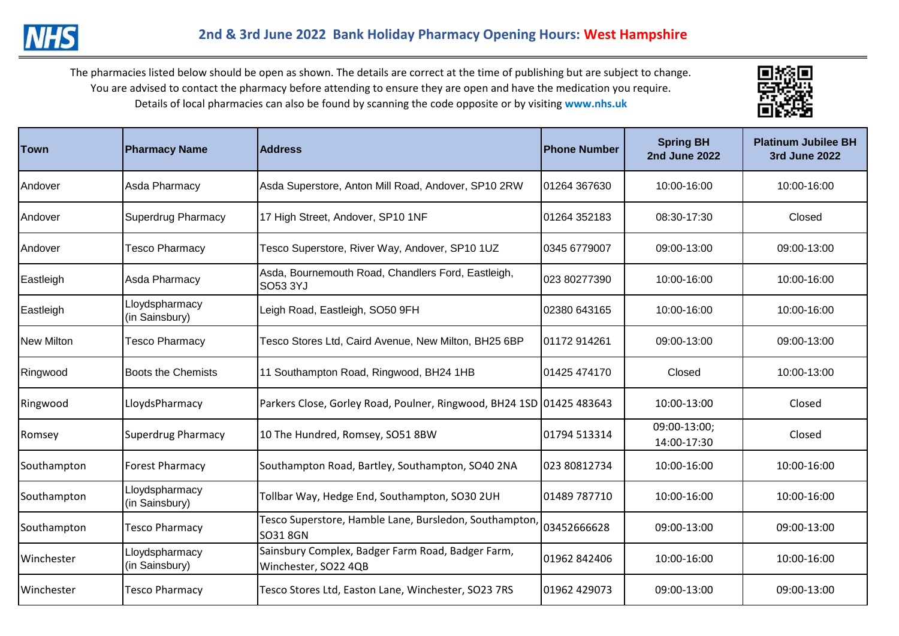# 2nd & 3rd June 2022 Bank Holiday Pharmacy Opening Hours: West Hampshire

The pharmacies listed below should be open as shown. The details are correct at the time of publishing but are subject to change.
You are advised to contact the pharmacy before attending to ensure they are open and have the medication you require.
Details of local pharmacies can also be found by scanning the code opposite or by visiting **www.nhs.uk**

| Town | Pharmacy Name | Address | Phone Number | Spring BH 2nd June 2022 | Platinum Jubilee BH 3rd June 2022 |
|---|---|---|---|---|---|
| Andover | Asda Pharmacy | Asda Superstore, Anton Mill Road, Andover, SP10 2RW | 01264 367630 | 10:00-16:00 | 10:00-16:00 |
| Andover | Superdrug Pharmacy | 17 High Street, Andover, SP10 1NF | 01264 352183 | 08:30-17:30 | Closed |
| Andover | Tesco Pharmacy | Tesco Superstore, River Way, Andover, SP10 1UZ | 0345 6779007 | 09:00-13:00 | 09:00-13:00 |
| Eastleigh | Asda Pharmacy | Asda, Bournemouth Road, Chandlers Ford, Eastleigh, SO53 3YJ | 023 80277390 | 10:00-16:00 | 10:00-16:00 |
| Eastleigh | Lloydspharmacy (in Sainsbury) | Leigh Road, Eastleigh, SO50 9FH | 02380 643165 | 10:00-16:00 | 10:00-16:00 |
| New Milton | Tesco Pharmacy | Tesco Stores Ltd, Caird Avenue, New Milton, BH25 6BP | 01172 914261 | 09:00-13:00 | 09:00-13:00 |
| Ringwood | Boots the Chemists | 11 Southampton Road, Ringwood, BH24 1HB | 01425 474170 | Closed | 10:00-13:00 |
| Ringwood | LloydsPharmacy | Parkers Close, Gorley Road, Poulner, Ringwood, BH24 1SD | 01425 483643 | 10:00-13:00 | Closed |
| Romsey | Superdrug Pharmacy | 10 The Hundred, Romsey, SO51 8BW | 01794 513314 | 09:00-13:00; 14:00-17:30 | Closed |
| Southampton | Forest Pharmacy | Southampton Road, Bartley, Southampton, SO40 2NA | 023 80812734 | 10:00-16:00 | 10:00-16:00 |
| Southampton | Lloydspharmacy (in Sainsbury) | Tollbar Way, Hedge End, Southampton, SO30 2UH | 01489 787710 | 10:00-16:00 | 10:00-16:00 |
| Southampton | Tesco Pharmacy | Tesco Superstore, Hamble Lane, Bursledon, Southampton, SO31 8GN | 03452666628 | 09:00-13:00 | 09:00-13:00 |
| Winchester | Lloydspharmacy (in Sainsbury) | Sainsbury Complex, Badger Farm Road, Badger Farm, Winchester, SO22 4QB | 01962 842406 | 10:00-16:00 | 10:00-16:00 |
| Winchester | Tesco Pharmacy | Tesco Stores Ltd, Easton Lane, Winchester, SO23 7RS | 01962 429073 | 09:00-13:00 | 09:00-13:00 |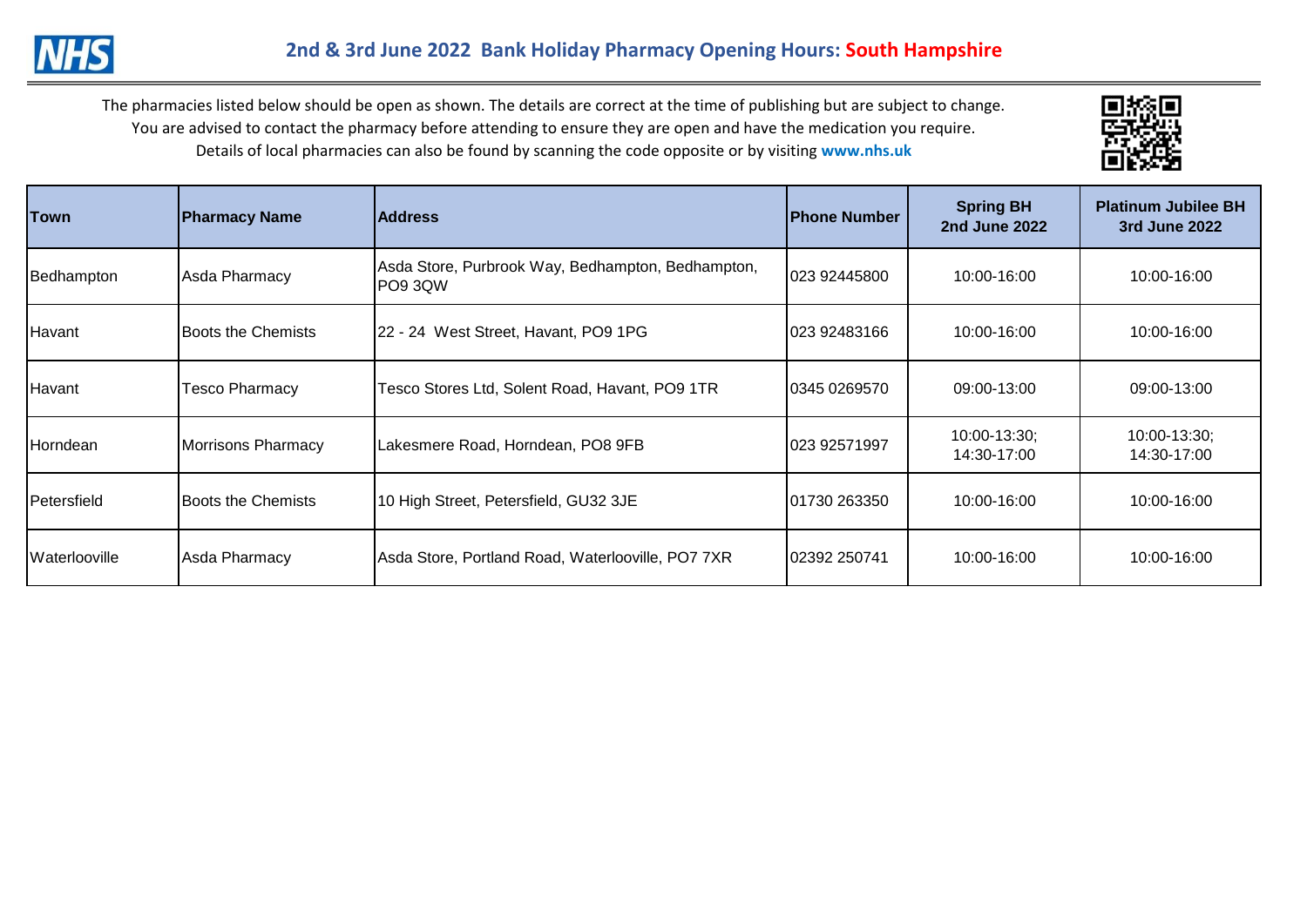## 2nd & 3rd June 2022 Bank Holiday Pharmacy Opening Hours: South Hampshire

The pharmacies listed below should be open as shown. The details are correct at the time of publishing but are subject to change.
You are advised to contact the pharmacy before attending to ensure they are open and have the medication you require.
Details of local pharmacies can also be found by scanning the code opposite or by visiting **www.nhs.uk**

| Town | Pharmacy Name | Address | Phone Number | Spring BH 2nd June 2022 | Platinum Jubilee BH 3rd June 2022 |
|---|---|---|---|---|---|
| Bedhampton | Asda Pharmacy | Asda Store, Purbrook Way, Bedhampton, Bedhampton, PO9 3QW | 023 92445800 | 10:00-16:00 | 10:00-16:00 |
| Havant | Boots the Chemists | 22 - 24 West Street, Havant, PO9 1PG | 023 92483166 | 10:00-16:00 | 10:00-16:00 |
| Havant | Tesco Pharmacy | Tesco Stores Ltd, Solent Road, Havant, PO9 1TR | 0345 0269570 | 09:00-13:00 | 09:00-13:00 |
| Horndean | Morrisons Pharmacy | Lakesmere Road, Horndean, PO8 9FB | 023 92571997 | 10:00-13:30; 14:30-17:00 | 10:00-13:30; 14:30-17:00 |
| Petersfield | Boots the Chemists | 10 High Street, Petersfield, GU32 3JE | 01730 263350 | 10:00-16:00 | 10:00-16:00 |
| Waterlooville | Asda Pharmacy | Asda Store, Portland Road, Waterlooville, PO7 7XR | 02392 250741 | 10:00-16:00 | 10:00-16:00 |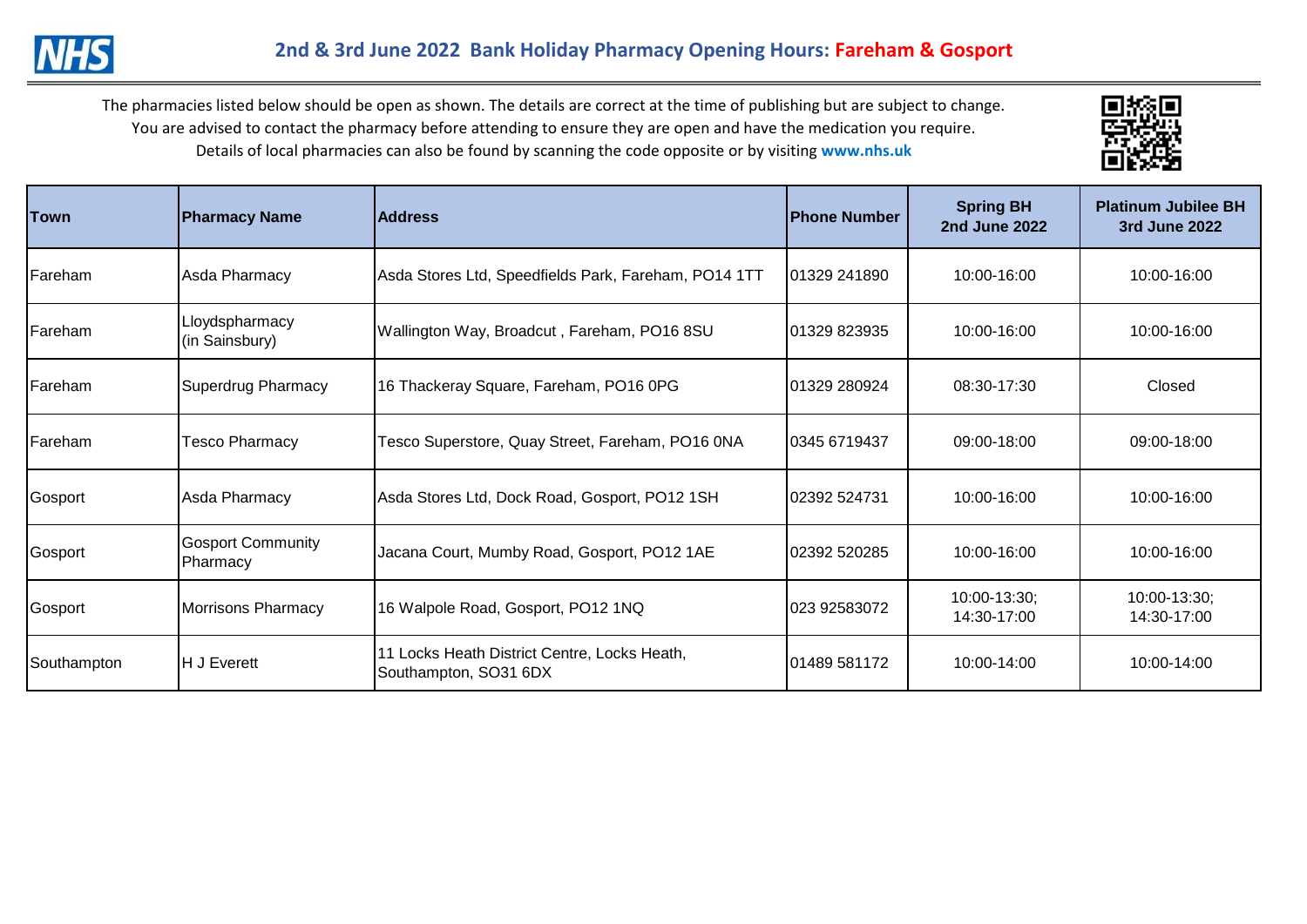## 2nd & 3rd June 2022 Bank Holiday Pharmacy Opening Hours: Fareham & Gosport

The pharmacies listed below should be open as shown. The details are correct at the time of publishing but are subject to change.
You are advised to contact the pharmacy before attending to ensure they are open and have the medication you require.
Details of local pharmacies can also be found by scanning the code opposite or by visiting **www.nhs.uk**

| Town | Pharmacy Name | Address | Phone Number | Spring BH 2nd June 2022 | Platinum Jubilee BH 3rd June 2022 |
|---|---|---|---|---|---|
| Fareham | Asda Pharmacy | Asda Stores Ltd, Speedfields Park, Fareham, PO14 1TT | 01329 241890 | 10:00-16:00 | 10:00-16:00 |
| Fareham | Lloydspharmacy (in Sainsbury) | Wallington Way, Broadcut , Fareham, PO16 8SU | 01329 823935 | 10:00-16:00 | 10:00-16:00 |
| Fareham | Superdrug Pharmacy | 16 Thackeray Square, Fareham, PO16 0PG | 01329 280924 | 08:30-17:30 | Closed |
| Fareham | Tesco Pharmacy | Tesco Superstore, Quay Street, Fareham, PO16 0NA | 0345 6719437 | 09:00-18:00 | 09:00-18:00 |
| Gosport | Asda Pharmacy | Asda Stores Ltd, Dock Road, Gosport, PO12 1SH | 02392 524731 | 10:00-16:00 | 10:00-16:00 |
| Gosport | Gosport Community Pharmacy | Jacana Court, Mumby Road, Gosport, PO12 1AE | 02392 520285 | 10:00-16:00 | 10:00-16:00 |
| Gosport | Morrisons Pharmacy | 16 Walpole Road, Gosport, PO12 1NQ | 023 92583072 | 10:00-13:30; 14:30-17:00 | 10:00-13:30; 14:30-17:00 |
| Southampton | H J Everett | 11 Locks Heath District Centre, Locks Heath, Southampton, SO31 6DX | 01489 581172 | 10:00-14:00 | 10:00-14:00 |